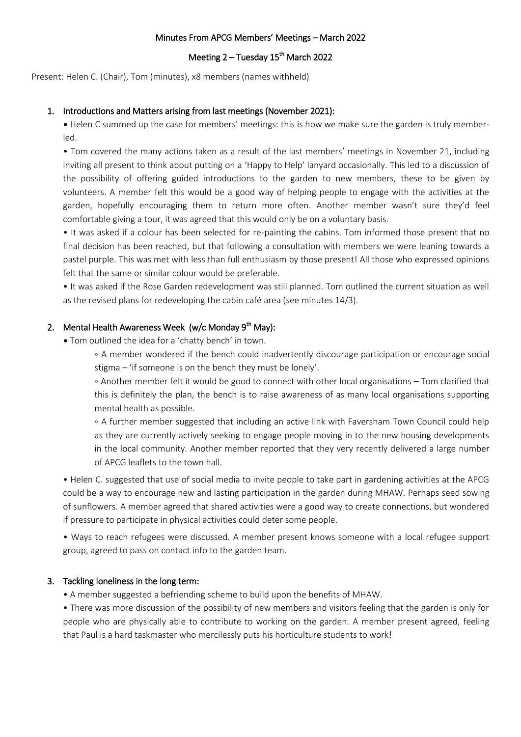# Minutes From APCG Members' Meetings – March 2022

## Meeting 2 – Tuesday 15th March 2022

Present: Helen C. (Chair), Tom (minutes), x8 members (names withheld)

### 1. Introductions and Matters arising from last meetings (November 2021):

- Helen C summed up the case for members' meetings: this is how we make sure the garden is truly member-led.
- Tom covered the many actions taken as a result of the last members' meetings in November 21, including inviting all present to think about putting on a 'Happy to Help' lanyard occasionally. This led to a discussion of the possibility of offering guided introductions to the garden to new members, these to be given by volunteers. A member felt this would be a good way of helping people to engage with the activities at the garden, hopefully encouraging them to return more often. Another member wasn't sure they'd feel comfortable giving a tour, it was agreed that this would only be on a voluntary basis.
- It was asked if a colour has been selected for re-painting the cabins. Tom informed those present that no final decision has been reached, but that following a consultation with members we were leaning towards a pastel purple. This was met with less than full enthusiasm by those present! All those who expressed opinions felt that the same or similar colour would be preferable.
- It was asked if the Rose Garden redevelopment was still planned. Tom outlined the current situation as well as the revised plans for redeveloping the cabin café area (see minutes 14/3).

### 2. Mental Health Awareness Week (w/c Monday 9th May):

- Tom outlined the idea for a 'chatty bench' in town.
  - A member wondered if the bench could inadvertently discourage participation or encourage social stigma – 'if someone is on the bench they must be lonely'.
  - Another member felt it would be good to connect with other local organisations – Tom clarified that this is definitely the plan, the bench is to raise awareness of as many local organisations supporting mental health as possible.
  - A further member suggested that including an active link with Faversham Town Council could help as they are currently actively seeking to engage people moving in to the new housing developments in the local community. Another member reported that they very recently delivered a large number of APCG leaflets to the town hall.
- Helen C. suggested that use of social media to invite people to take part in gardening activities at the APCG could be a way to encourage new and lasting participation in the garden during MHAW. Perhaps seed sowing of sunflowers. A member agreed that shared activities were a good way to create connections, but wondered if pressure to participate in physical activities could deter some people.
- Ways to reach refugees were discussed. A member present knows someone with a local refugee support group, agreed to pass on contact info to the garden team.

### 3. Tackling loneliness in the long term:

- A member suggested a befriending scheme to build upon the benefits of MHAW.
- There was more discussion of the possibility of new members and visitors feeling that the garden is only for people who are physically able to contribute to working on the garden. A member present agreed, feeling that Paul is a hard taskmaster who mercilessly puts his horticulture students to work!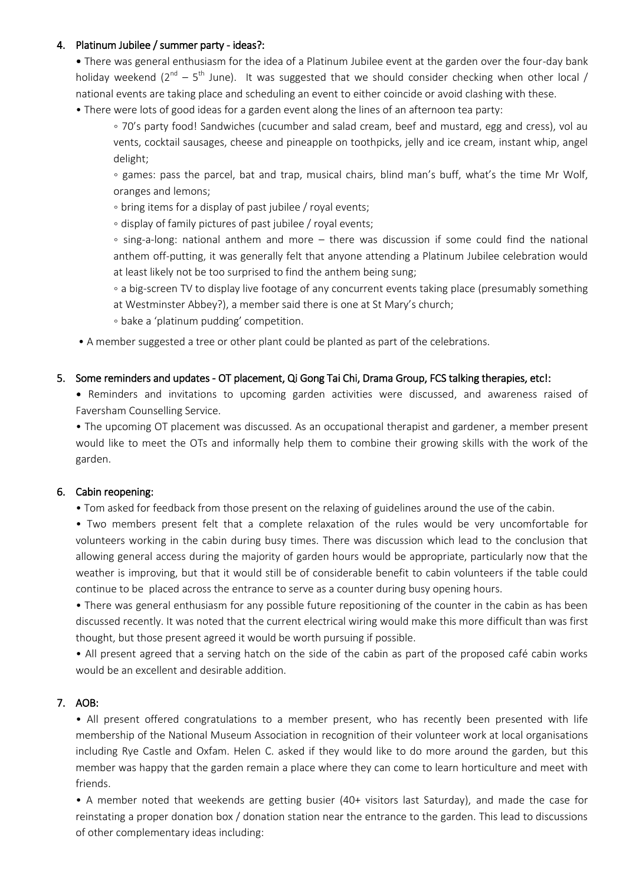4. **Platinum Jubilee / summer party - ideas?:**

• There was general enthusiasm for the idea of a Platinum Jubilee event at the garden over the four-day bank holiday weekend (2nd – 5th June). It was suggested that we should consider checking when other local / national events are taking place and scheduling an event to either coincide or avoid clashing with these.

• There were lots of good ideas for a garden event along the lines of an afternoon tea party:

  ◦ 70's party food! Sandwiches (cucumber and salad cream, beef and mustard, egg and cress), vol au vents, cocktail sausages, cheese and pineapple on toothpicks, jelly and ice cream, instant whip, angel delight;

  ◦ games: pass the parcel, bat and trap, musical chairs, blind man's buff, what's the time Mr Wolf, oranges and lemons;

  ◦ bring items for a display of past jubilee / royal events;

  ◦ display of family pictures of past jubilee / royal events;

  ◦ sing-a-long: national anthem and more – there was discussion if some could find the national anthem off-putting, it was generally felt that anyone attending a Platinum Jubilee celebration would at least likely not be too surprised to find the anthem being sung;

  ◦ a big-screen TV to display live footage of any concurrent events taking place (presumably something at Westminster Abbey?), a member said there is one at St Mary's church;

  ◦ bake a 'platinum pudding' competition.

• A member suggested a tree or other plant could be planted as part of the celebrations.

5. **Some reminders and updates - OT placement, Qi Gong Tai Chi, Drama Group, FCS talking therapies, etc!:**

• Reminders and invitations to upcoming garden activities were discussed, and awareness raised of Faversham Counselling Service.

• The upcoming OT placement was discussed. As an occupational therapist and gardener, a member present would like to meet the OTs and informally help them to combine their growing skills with the work of the garden.

6. **Cabin reopening:**

• Tom asked for feedback from those present on the relaxing of guidelines around the use of the cabin.

• Two members present felt that a complete relaxation of the rules would be very uncomfortable for volunteers working in the cabin during busy times. There was discussion which lead to the conclusion that allowing general access during the majority of garden hours would be appropriate, particularly now that the weather is improving, but that it would still be of considerable benefit to cabin volunteers if the table could continue to be placed across the entrance to serve as a counter during busy opening hours.

• There was general enthusiasm for any possible future repositioning of the counter in the cabin as has been discussed recently. It was noted that the current electrical wiring would make this more difficult than was first thought, but those present agreed it would be worth pursuing if possible.

• All present agreed that a serving hatch on the side of the cabin as part of the proposed café cabin works would be an excellent and desirable addition.

7. **AOB:**

• All present offered congratulations to a member present, who has recently been presented with life membership of the National Museum Association in recognition of their volunteer work at local organisations including Rye Castle and Oxfam. Helen C. asked if they would like to do more around the garden, but this member was happy that the garden remain a place where they can come to learn horticulture and meet with friends.

• A member noted that weekends are getting busier (40+ visitors last Saturday), and made the case for reinstating a proper donation box / donation station near the entrance to the garden. This lead to discussions of other complementary ideas including: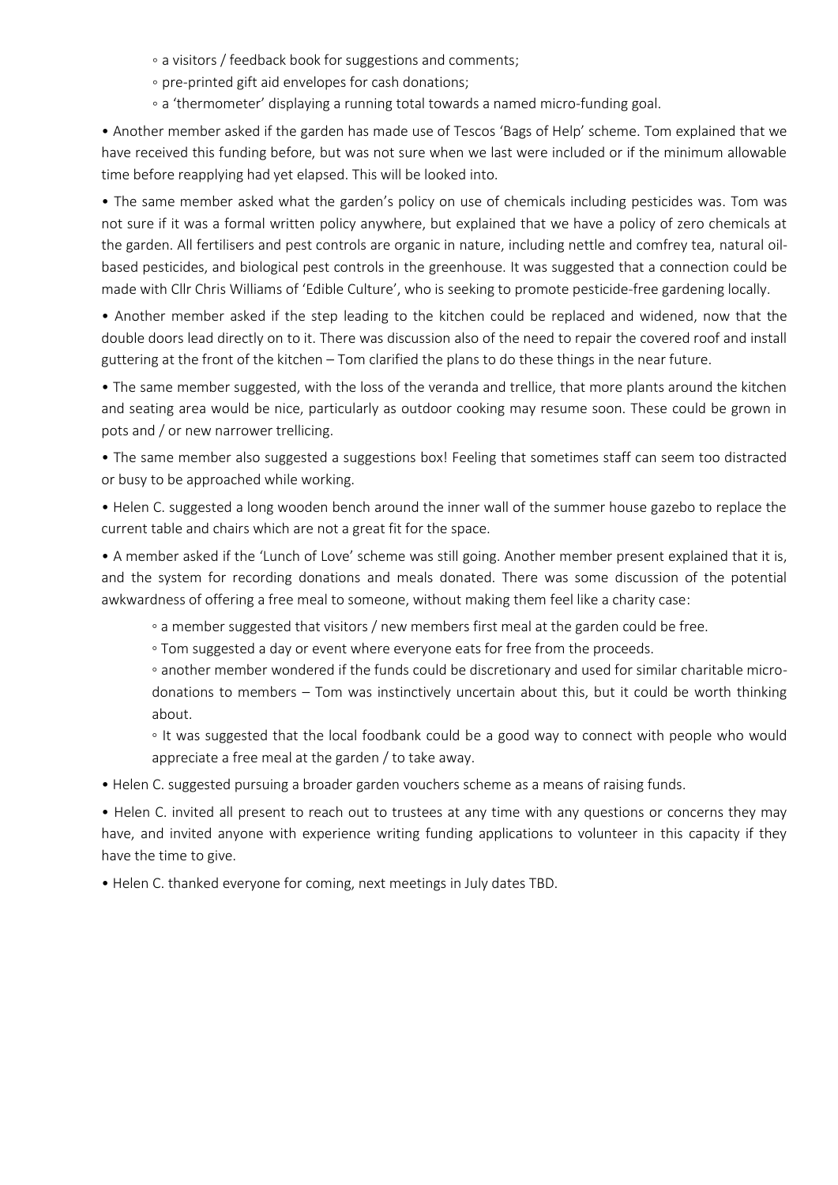- a visitors / feedback book for suggestions and comments;
  - pre-printed gift aid envelopes for cash donations;
  - a 'thermometer' displaying a running total towards a named micro-funding goal.

- Another member asked if the garden has made use of Tescos 'Bags of Help' scheme. Tom explained that we have received this funding before, but was not sure when we last were included or if the minimum allowable time before reapplying had yet elapsed. This will be looked into.

- The same member asked what the garden's policy on use of chemicals including pesticides was. Tom was not sure if it was a formal written policy anywhere, but explained that we have a policy of zero chemicals at the garden. All fertilisers and pest controls are organic in nature, including nettle and comfrey tea, natural oil-based pesticides, and biological pest controls in the greenhouse. It was suggested that a connection could be made with Cllr Chris Williams of 'Edible Culture', who is seeking to promote pesticide-free gardening locally.

- Another member asked if the step leading to the kitchen could be replaced and widened, now that the double doors lead directly on to it. There was discussion also of the need to repair the covered roof and install guttering at the front of the kitchen – Tom clarified the plans to do these things in the near future.

- The same member suggested, with the loss of the veranda and trellice, that more plants around the kitchen and seating area would be nice, particularly as outdoor cooking may resume soon. These could be grown in pots and / or new narrower trellicing.

- The same member also suggested a suggestions box! Feeling that sometimes staff can seem too distracted or busy to be approached while working.

- Helen C. suggested a long wooden bench around the inner wall of the summer house gazebo to replace the current table and chairs which are not a great fit for the space.

- A member asked if the 'Lunch of Love' scheme was still going. Another member present explained that it is, and the system for recording donations and meals donated. There was some discussion of the potential awkwardness of offering a free meal to someone, without making them feel like a charity case:
  - a member suggested that visitors / new members first meal at the garden could be free.
  - Tom suggested a day or event where everyone eats for free from the proceeds.
  - another member wondered if the funds could be discretionary and used for similar charitable micro-donations to members – Tom was instinctively uncertain about this, but it could be worth thinking about.
  - It was suggested that the local foodbank could be a good way to connect with people who would appreciate a free meal at the garden / to take away.

- Helen C. suggested pursuing a broader garden vouchers scheme as a means of raising funds.

- Helen C. invited all present to reach out to trustees at any time with any questions or concerns they may have, and invited anyone with experience writing funding applications to volunteer in this capacity if they have the time to give.

- Helen C. thanked everyone for coming, next meetings in July dates TBD.